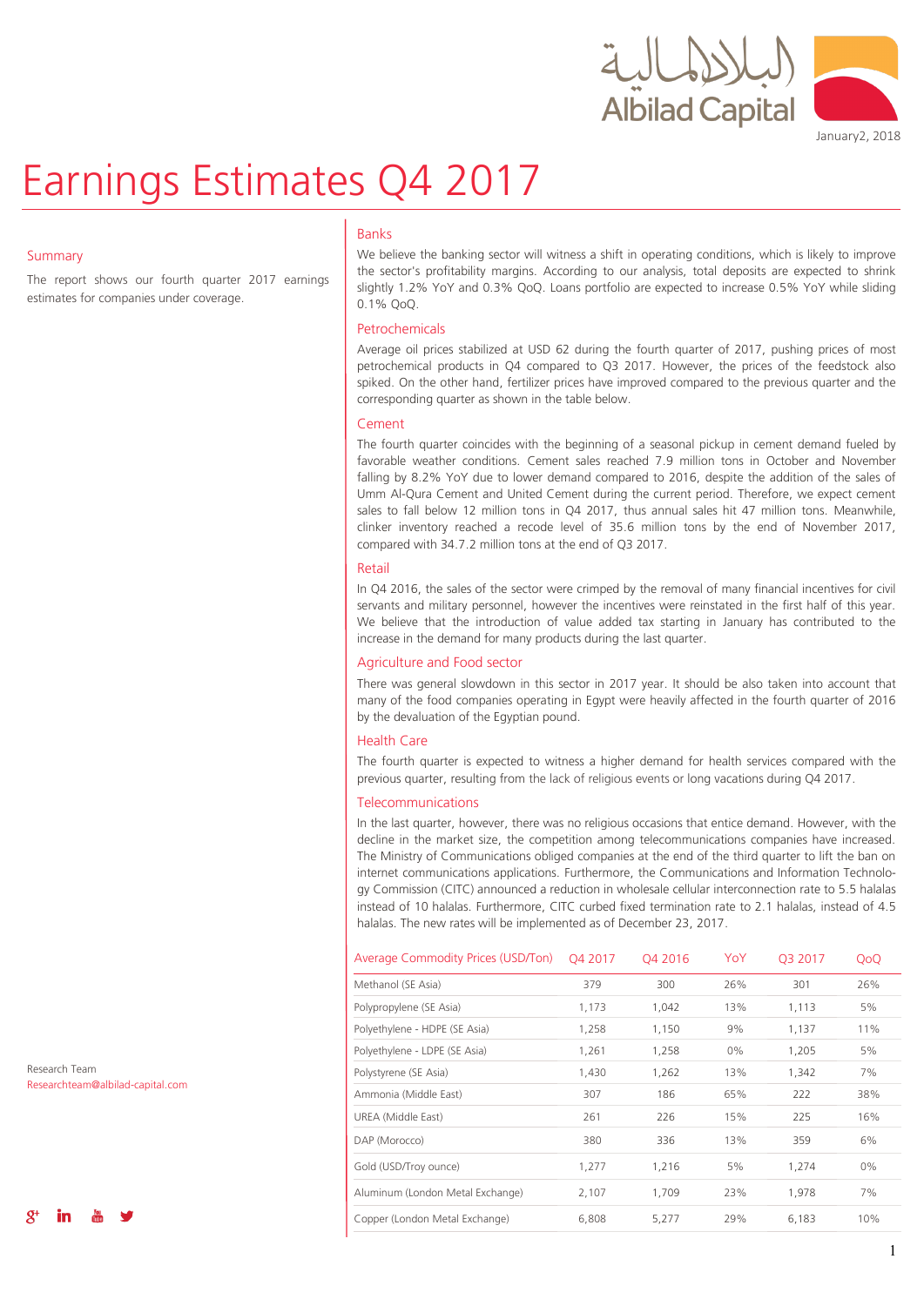January2, 2018

# Earnings Estimates Q4 2017

## Summary

The report shows our fourth quarter 2017 earnings estimates for companies under coverage.

## Banks

We believe the banking sector will witness a shift in operating conditions, which is likely to improve the sector's profitability margins. According to our analysis, total deposits are expected to shrink slightly 1.2% YoY and 0.3% QoQ. Loans portfolio are expected to increase 0.5% YoY while sliding 0.1% QoQ.

## Petrochemicals

Average oil prices stabilized at USD 62 during the fourth quarter of 2017, pushing prices of most petrochemical products in Q4 compared to Q3 2017. However, the prices of the feedstock also spiked. On the other hand, fertilizer prices have improved compared to the previous quarter and the corresponding quarter as shown in the table below.

## Cement

The fourth quarter coincides with the beginning of a seasonal pickup in cement demand fueled by favorable weather conditions. Cement sales reached 7.9 million tons in October and November falling by 8.2% YoY due to lower demand compared to 2016, despite the addition of the sales of Umm Al-Qura Cement and United Cement during the current period. Therefore, we expect cement sales to fall below 12 million tons in Q4 2017, thus annual sales hit 47 million tons. Meanwhile, clinker inventory reached a recode level of 35.6 million tons by the end of November 2017, compared with 34.7.2 million tons at the end of Q3 2017.

## Retail

In Q4 2016, the sales of the sector were crimped by the removal of many financial incentives for civil servants and military personnel, however the incentives were reinstated in the first half of this year. We believe that the introduction of value added tax starting in January has contributed to the increase in the demand for many products during the last quarter.

## Agriculture and Food sector

There was general slowdown in this sector in 2017 year. It should be also taken into account that many of the food companies operating in Egypt were heavily affected in the fourth quarter of 2016 by the devaluation of the Egyptian pound.

## Health Care

The fourth quarter is expected to witness a higher demand for health services compared with the previous quarter, resulting from the lack of religious events or long vacations during Q4 2017.

## Telecommunications

In the last quarter, however, there was no religious occasions that entice demand. However, with the decline in the market size, the competition among telecommunications companies have increased. The Ministry of Communications obliged companies at the end of the third quarter to lift the ban on internet communications applications. Furthermore, the Communications and Information Technology Commission (CITC) announced a reduction in wholesale cellular interconnection rate to 5.5 halalas instead of 10 halalas. Furthermore, CITC curbed fixed termination rate to 2.1 halalas, instead of 4.5 halalas. The new rates will be implemented as of December 23, 2017.

| Average Commodity Prices (USD/Ton) | Q4 2017 | Q4 2016 | YoY | Q3 2017 | QoQ |
|---|---|---|---|---|---|
| Methanol (SE Asia) | 379 | 300 | 26% | 301 | 26% |
| Polypropylene (SE Asia) | 1,173 | 1,042 | 13% | 1,113 | 5% |
| Polyethylene - HDPE (SE Asia) | 1,258 | 1,150 | 9% | 1,137 | 11% |
| Polyethylene - LDPE (SE Asia) | 1,261 | 1,258 | 0% | 1,205 | 5% |
| Polystyrene (SE Asia) | 1,430 | 1,262 | 13% | 1,342 | 7% |
| Ammonia (Middle East) | 307 | 186 | 65% | 222 | 38% |
| UREA (Middle East) | 261 | 226 | 15% | 225 | 16% |
| DAP (Morocco) | 380 | 336 | 13% | 359 | 6% |
| Gold (USD/Troy ounce) | 1,277 | 1,216 | 5% | 1,274 | 0% |
| Aluminum (London Metal Exchange) | 2,107 | 1,709 | 23% | 1,978 | 7% |
| Copper (London Metal Exchange) | 6,808 | 5,277 | 29% | 6,183 | 10% |

Research Team
Researchteam@albilad-capital.com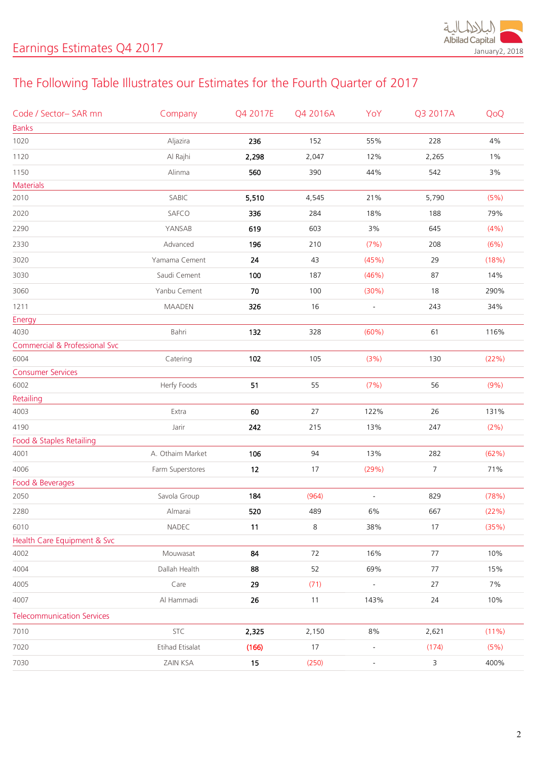## The Following Table Illustrates our Estimates for the Fourth Quarter of 2017

| Code / Sector– SAR mn | Company | Q4 2017E | Q4 2016A | YoY | Q3 2017A | QoQ |
|---|---|---|---|---|---|---|
| Banks | | | | | | |
| 1020 | Aljazira | **236** | 152 | 55% | 228 | 4% |
| 1120 | Al Rajhi | **2,298** | 2,047 | 12% | 2,265 | 1% |
| 1150 | Alinma | **560** | 390 | 44% | 542 | 3% |
| Materials | | | | | | |
| 2010 | SABIC | **5,510** | 4,545 | 21% | 5,790 | (5%) |
| 2020 | SAFCO | **336** | 284 | 18% | 188 | 79% |
| 2290 | YANSAB | **619** | 603 | 3% | 645 | (4%) |
| 2330 | Advanced | **196** | 210 | (7%) | 208 | (6%) |
| 3020 | Yamama Cement | **24** | 43 | (45%) | 29 | (18%) |
| 3030 | Saudi Cement | **100** | 187 | (46%) | 87 | 14% |
| 3060 | Yanbu Cement | **70** | 100 | (30%) | 18 | 290% |
| 1211 | MAADEN | **326** | 16 | - | 243 | 34% |
| Energy | | | | | | |
| 4030 | Bahri | **132** | 328 | (60%) | 61 | 116% |
| Commercial & Professional Svc | | | | | | |
| 6004 | Catering | **102** | 105 | (3%) | 130 | (22%) |
| Consumer Services | | | | | | |
| 6002 | Herfy Foods | **51** | 55 | (7%) | 56 | (9%) |
| Retailing | | | | | | |
| 4003 | Extra | **60** | 27 | 122% | 26 | 131% |
| 4190 | Jarir | **242** | 215 | 13% | 247 | (2%) |
| Food & Staples Retailing | | | | | | |
| 4001 | A. Othaim Market | **106** | 94 | 13% | 282 | (62%) |
| 4006 | Farm Superstores | **12** | 17 | (29%) | 7 | 71% |
| Food & Beverages | | | | | | |
| 2050 | Savola Group | **184** | (964) | - | 829 | (78%) |
| 2280 | Almarai | **520** | 489 | 6% | 667 | (22%) |
| 6010 | NADEC | **11** | 8 | 38% | 17 | (35%) |
| Health Care Equipment & Svc | | | | | | |
| 4002 | Mouwasat | **84** | 72 | 16% | 77 | 10% |
| 4004 | Dallah Health | **88** | 52 | 69% | 77 | 15% |
| 4005 | Care | **29** | (71) | - | 27 | 7% |
| 4007 | Al Hammadi | **26** | 11 | 143% | 24 | 10% |
| Telecommunication Services | | | | | | |
| 7010 | STC | **2,325** | 2,150 | 8% | 2,621 | (11%) |
| 7020 | Etihad Etisalat | **(166)** | 17 | - | (174) | (5%) |
| 7030 | ZAIN KSA | **15** | (250) | - | 3 | 400% |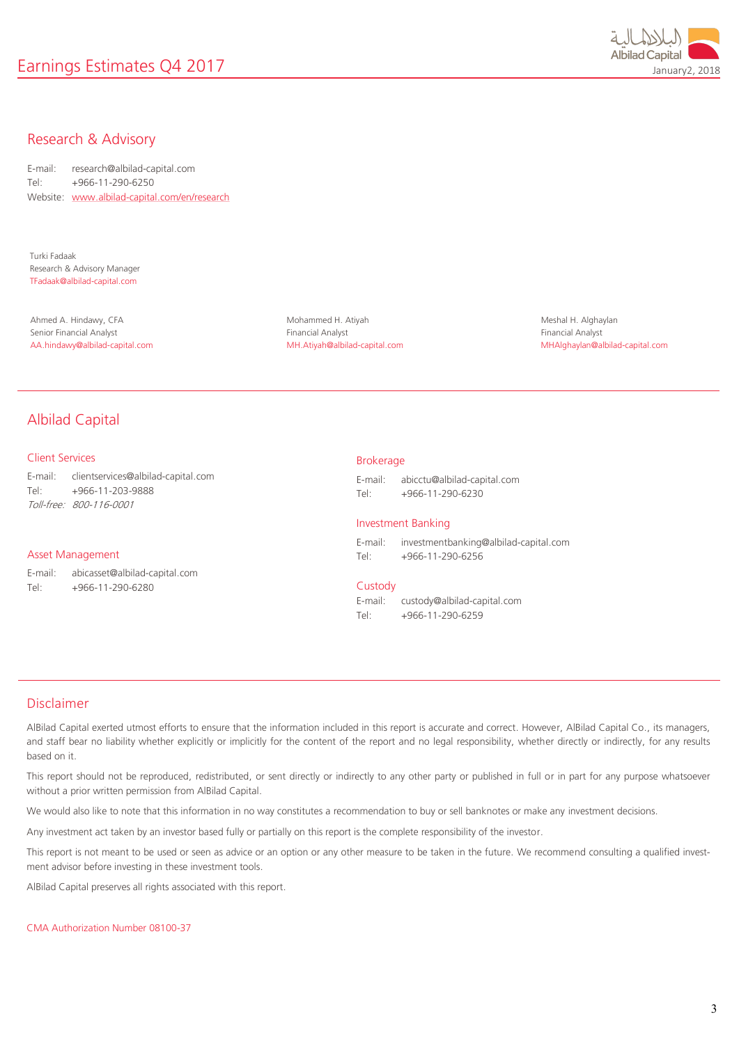## Research & Advisory

E-mail: research@albilad-capital.com
Tel: +966-11-290-6250
Website: www.albilad-capital.com/en/research

Turki Fadaak
Research & Advisory Manager
TFadaak@albilad-capital.com

Ahmed A. Hindawy, CFA
Senior Financial Analyst
AA.hindawy@albilad-capital.com

Mohammed H. Atiyah
Financial Analyst
MH.Atiyah@albilad-capital.com

Meshal H. Alghaylan
Financial Analyst
MHAlghaylan@albilad-capital.com

## Albilad Capital

### Client Services

E-mail: clientservices@albilad-capital.com
Tel: +966-11-203-9888
*Toll-free: 800-116-0001*

### Asset Management

E-mail: abicasset@albilad-capital.com
Tel: +966-11-290-6280

### Brokerage

E-mail: abicctu@albilad-capital.com
Tel: +966-11-290-6230

### Investment Banking

E-mail: investmentbanking@albilad-capital.com
Tel: +966-11-290-6256

### Custody

E-mail: custody@albilad-capital.com
Tel: +966-11-290-6259

## Disclaimer

AlBilad Capital exerted utmost efforts to ensure that the information included in this report is accurate and correct. However, AlBilad Capital Co., its managers, and staff bear no liability whether explicitly or implicitly for the content of the report and no legal responsibility, whether directly or indirectly, for any results based on it.

This report should not be reproduced, redistributed, or sent directly or indirectly to any other party or published in full or in part for any purpose whatsoever without a prior written permission from AlBilad Capital.

We would also like to note that this information in no way constitutes a recommendation to buy or sell banknotes or make any investment decisions.

Any investment act taken by an investor based fully or partially on this report is the complete responsibility of the investor.

This report is not meant to be used or seen as advice or an option or any other measure to be taken in the future. We recommend consulting a qualified investment advisor before investing in these investment tools.

AlBilad Capital preserves all rights associated with this report.

CMA Authorization Number 08100-37